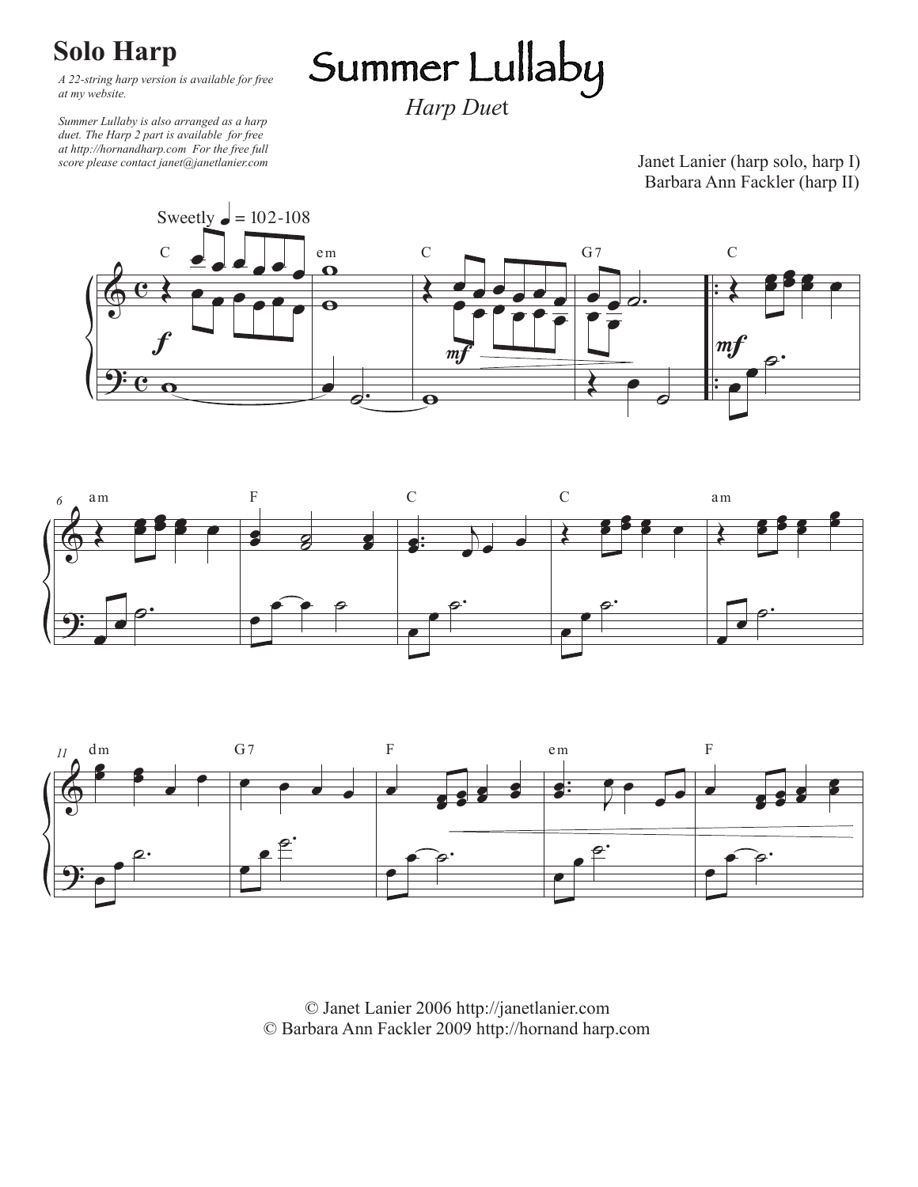# Summer Lullaby

## Solo Harp

*A 22-string harp version is available for free at my website.*

*Summer Lullaby is also arranged as a harp duet. The Harp 2 part is available for free at http://hornandharp.com For the free full score please contact janet@janetlanier.com*

*Harp Duet*

Janet Lanier (harp solo, harp I)
Barbara Ann Fackler (harp II)

© Janet Lanier 2006 http://janetlanier.com
© Barbara Ann Fackler 2009 http://hornand harp.com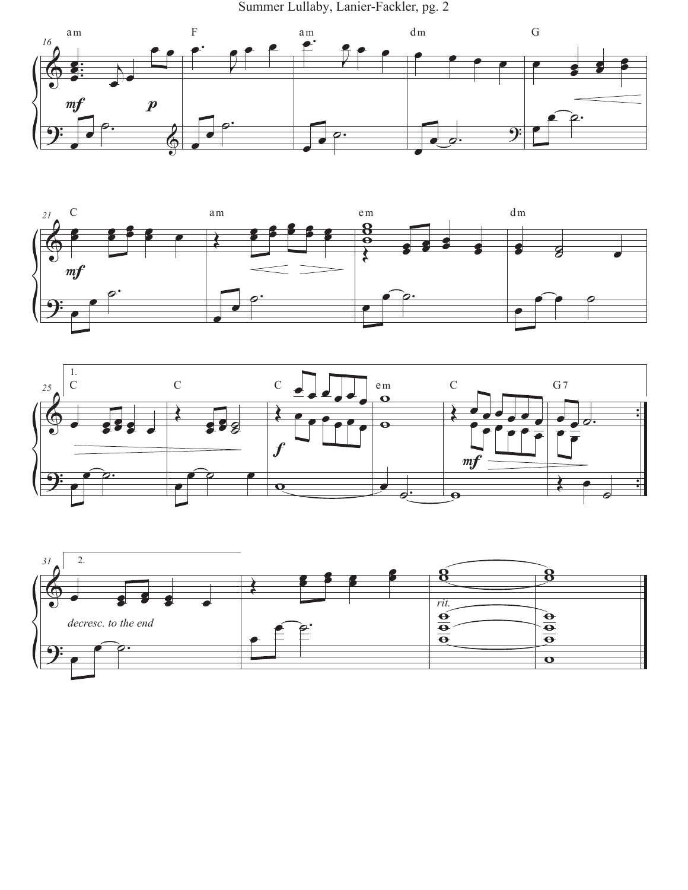16 am F am dm G

*mf* *p*

21 C am em dm

*mf*

25 1. C C C em C G7

*f* *mf*

31 2.

*decresc. to the end*

*rit.*